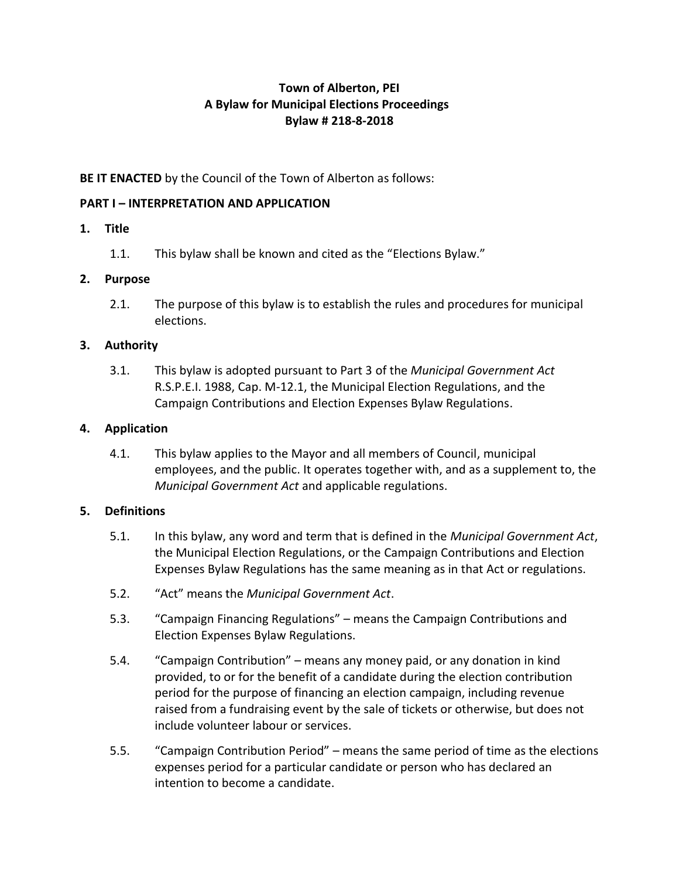# Town of Alberton, PEI
# A Bylaw for Municipal Elections Proceedings
# Bylaw # 218-8-2018

**BE IT ENACTED** by the Council of the Town of Alberton as follows:

## PART I – INTERPRETATION AND APPLICATION

### 1. Title

1.1. This bylaw shall be known and cited as the "Elections Bylaw."

### 2. Purpose

2.1. The purpose of this bylaw is to establish the rules and procedures for municipal elections.

### 3. Authority

3.1. This bylaw is adopted pursuant to Part 3 of the *Municipal Government Act* R.S.P.E.I. 1988, Cap. M-12.1, the Municipal Election Regulations, and the Campaign Contributions and Election Expenses Bylaw Regulations.

### 4. Application

4.1. This bylaw applies to the Mayor and all members of Council, municipal employees, and the public. It operates together with, and as a supplement to, the *Municipal Government Act* and applicable regulations.

### 5. Definitions

5.1. In this bylaw, any word and term that is defined in the *Municipal Government Act*, the Municipal Election Regulations, or the Campaign Contributions and Election Expenses Bylaw Regulations has the same meaning as in that Act or regulations.

5.2. "Act" means the *Municipal Government Act*.

5.3. "Campaign Financing Regulations" – means the Campaign Contributions and Election Expenses Bylaw Regulations.

5.4. "Campaign Contribution" – means any money paid, or any donation in kind provided, to or for the benefit of a candidate during the election contribution period for the purpose of financing an election campaign, including revenue raised from a fundraising event by the sale of tickets or otherwise, but does not include volunteer labour or services.

5.5. "Campaign Contribution Period" – means the same period of time as the elections expenses period for a particular candidate or person who has declared an intention to become a candidate.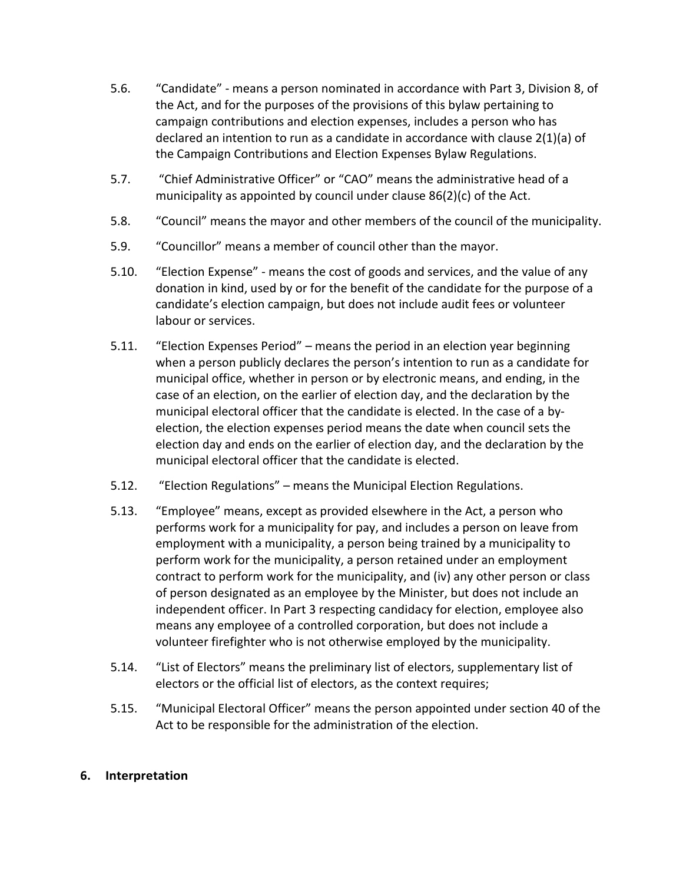5.6. “Candidate” - means a person nominated in accordance with Part 3, Division 8, of the Act, and for the purposes of the provisions of this bylaw pertaining to campaign contributions and election expenses, includes a person who has declared an intention to run as a candidate in accordance with clause 2(1)(a) of the Campaign Contributions and Election Expenses Bylaw Regulations.

5.7. “Chief Administrative Officer” or “CAO” means the administrative head of a municipality as appointed by council under clause 86(2)(c) of the Act.

5.8. “Council” means the mayor and other members of the council of the municipality.

5.9. “Councillor” means a member of council other than the mayor.

5.10. “Election Expense” - means the cost of goods and services, and the value of any donation in kind, used by or for the benefit of the candidate for the purpose of a candidate’s election campaign, but does not include audit fees or volunteer labour or services.

5.11. “Election Expenses Period” – means the period in an election year beginning when a person publicly declares the person’s intention to run as a candidate for municipal office, whether in person or by electronic means, and ending, in the case of an election, on the earlier of election day, and the declaration by the municipal electoral officer that the candidate is elected. In the case of a by-election, the election expenses period means the date when council sets the election day and ends on the earlier of election day, and the declaration by the municipal electoral officer that the candidate is elected.

5.12. “Election Regulations” – means the Municipal Election Regulations.

5.13. “Employee” means, except as provided elsewhere in the Act, a person who performs work for a municipality for pay, and includes a person on leave from employment with a municipality, a person being trained by a municipality to perform work for the municipality, a person retained under an employment contract to perform work for the municipality, and (iv) any other person or class of person designated as an employee by the Minister, but does not include an independent officer. In Part 3 respecting candidacy for election, employee also means any employee of a controlled corporation, but does not include a volunteer firefighter who is not otherwise employed by the municipality.

5.14. “List of Electors” means the preliminary list of electors, supplementary list of electors or the official list of electors, as the context requires;

5.15. “Municipal Electoral Officer” means the person appointed under section 40 of the Act to be responsible for the administration of the election.

## 6. Interpretation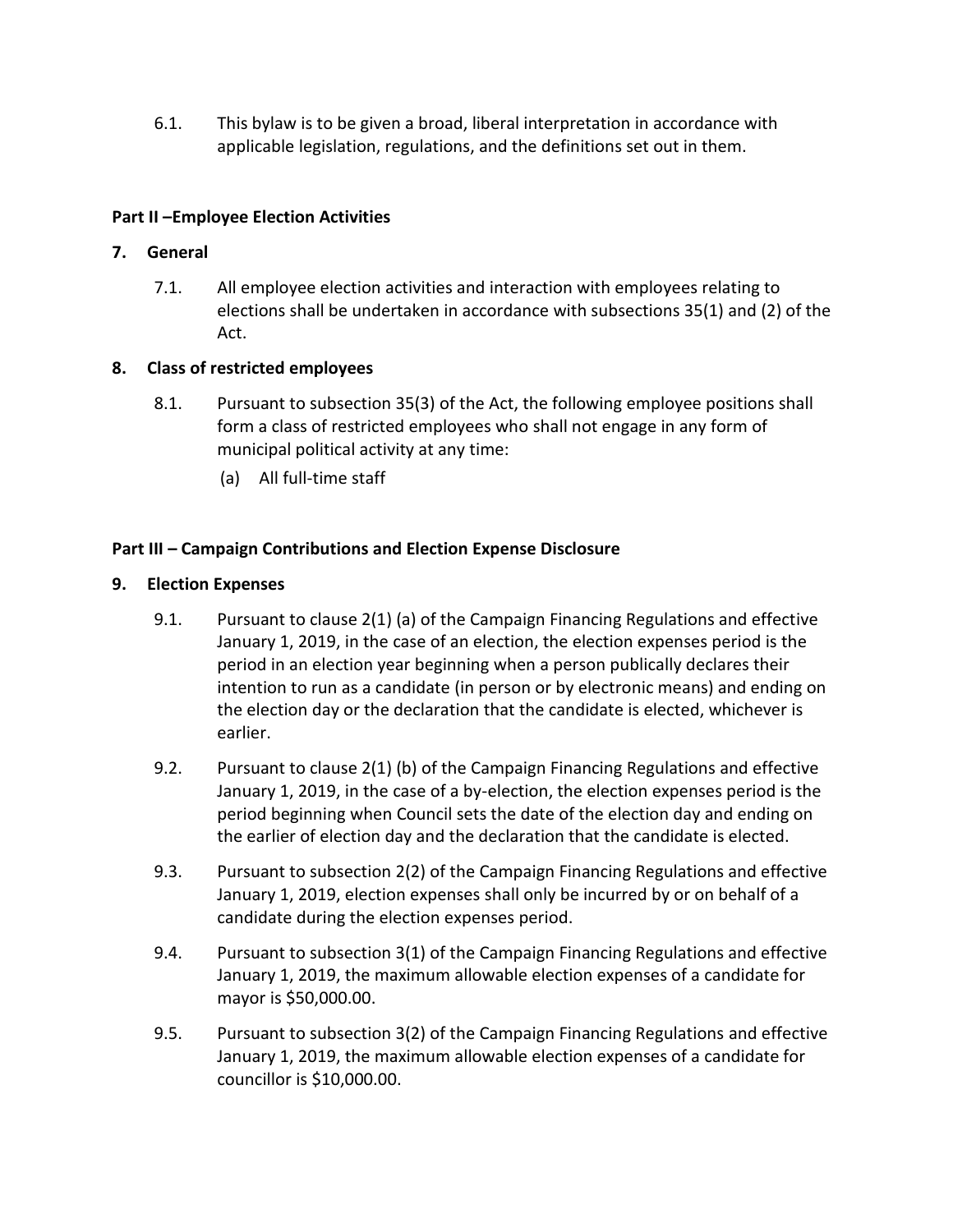6.1. This bylaw is to be given a broad, liberal interpretation in accordance with applicable legislation, regulations, and the definitions set out in them.

## Part II –Employee Election Activities

### 7. General

7.1. All employee election activities and interaction with employees relating to elections shall be undertaken in accordance with subsections 35(1) and (2) of the Act.

### 8. Class of restricted employees

8.1. Pursuant to subsection 35(3) of the Act, the following employee positions shall form a class of restricted employees who shall not engage in any form of municipal political activity at any time:

(a) All full-time staff

## Part III – Campaign Contributions and Election Expense Disclosure

### 9. Election Expenses

9.1. Pursuant to clause 2(1) (a) of the Campaign Financing Regulations and effective January 1, 2019, in the case of an election, the election expenses period is the period in an election year beginning when a person publically declares their intention to run as a candidate (in person or by electronic means) and ending on the election day or the declaration that the candidate is elected, whichever is earlier.

9.2. Pursuant to clause 2(1) (b) of the Campaign Financing Regulations and effective January 1, 2019, in the case of a by-election, the election expenses period is the period beginning when Council sets the date of the election day and ending on the earlier of election day and the declaration that the candidate is elected.

9.3. Pursuant to subsection 2(2) of the Campaign Financing Regulations and effective January 1, 2019, election expenses shall only be incurred by or on behalf of a candidate during the election expenses period.

9.4. Pursuant to subsection 3(1) of the Campaign Financing Regulations and effective January 1, 2019, the maximum allowable election expenses of a candidate for mayor is $50,000.00.

9.5. Pursuant to subsection 3(2) of the Campaign Financing Regulations and effective January 1, 2019, the maximum allowable election expenses of a candidate for councillor is $10,000.00.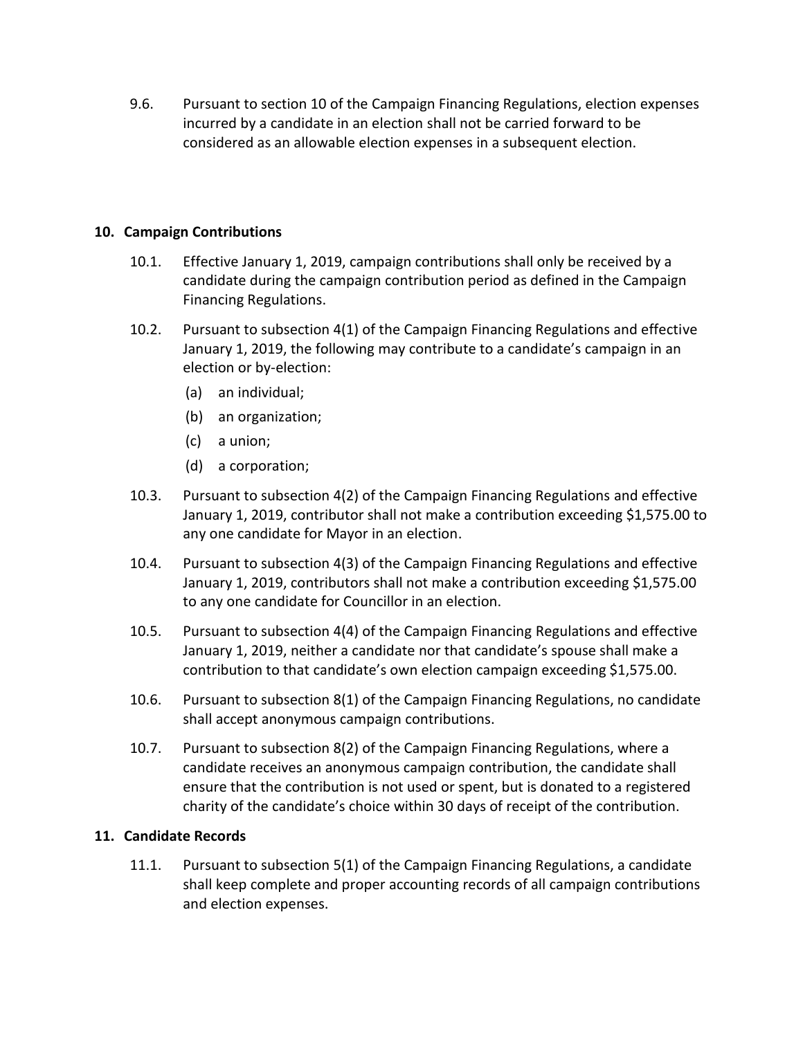9.6. Pursuant to section 10 of the Campaign Financing Regulations, election expenses incurred by a candidate in an election shall not be carried forward to be considered as an allowable election expenses in a subsequent election.

## 10. Campaign Contributions

10.1. Effective January 1, 2019, campaign contributions shall only be received by a candidate during the campaign contribution period as defined in the Campaign Financing Regulations.

10.2. Pursuant to subsection 4(1) of the Campaign Financing Regulations and effective January 1, 2019, the following may contribute to a candidate's campaign in an election or by-election:

- (a) an individual;
- (b) an organization;
- (c) a union;
- (d) a corporation;

10.3. Pursuant to subsection 4(2) of the Campaign Financing Regulations and effective January 1, 2019, contributor shall not make a contribution exceeding $1,575.00 to any one candidate for Mayor in an election.

10.4. Pursuant to subsection 4(3) of the Campaign Financing Regulations and effective January 1, 2019, contributors shall not make a contribution exceeding $1,575.00 to any one candidate for Councillor in an election.

10.5. Pursuant to subsection 4(4) of the Campaign Financing Regulations and effective January 1, 2019, neither a candidate nor that candidate's spouse shall make a contribution to that candidate's own election campaign exceeding $1,575.00.

10.6. Pursuant to subsection 8(1) of the Campaign Financing Regulations, no candidate shall accept anonymous campaign contributions.

10.7. Pursuant to subsection 8(2) of the Campaign Financing Regulations, where a candidate receives an anonymous campaign contribution, the candidate shall ensure that the contribution is not used or spent, but is donated to a registered charity of the candidate's choice within 30 days of receipt of the contribution.

## 11. Candidate Records

11.1. Pursuant to subsection 5(1) of the Campaign Financing Regulations, a candidate shall keep complete and proper accounting records of all campaign contributions and election expenses.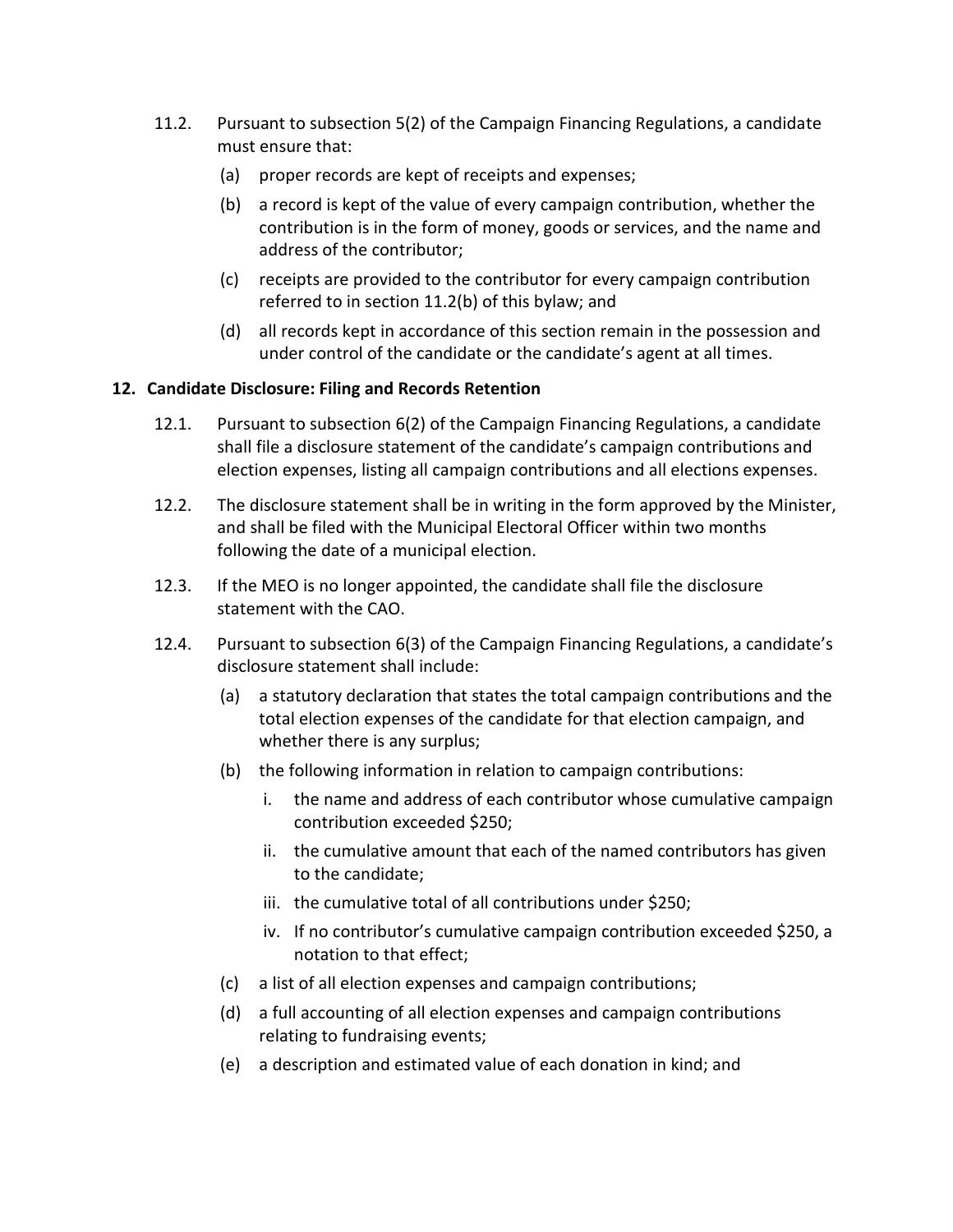11.2. Pursuant to subsection 5(2) of the Campaign Financing Regulations, a candidate must ensure that:

(a) proper records are kept of receipts and expenses;

(b) a record is kept of the value of every campaign contribution, whether the contribution is in the form of money, goods or services, and the name and address of the contributor;

(c) receipts are provided to the contributor for every campaign contribution referred to in section 11.2(b) of this bylaw; and

(d) all records kept in accordance of this section remain in the possession and under control of the candidate or the candidate's agent at all times.

## 12. Candidate Disclosure: Filing and Records Retention

12.1. Pursuant to subsection 6(2) of the Campaign Financing Regulations, a candidate shall file a disclosure statement of the candidate's campaign contributions and election expenses, listing all campaign contributions and all elections expenses.

12.2. The disclosure statement shall be in writing in the form approved by the Minister, and shall be filed with the Municipal Electoral Officer within two months following the date of a municipal election.

12.3. If the MEO is no longer appointed, the candidate shall file the disclosure statement with the CAO.

12.4. Pursuant to subsection 6(3) of the Campaign Financing Regulations, a candidate's disclosure statement shall include:

(a) a statutory declaration that states the total campaign contributions and the total election expenses of the candidate for that election campaign, and whether there is any surplus;

(b) the following information in relation to campaign contributions:

i. the name and address of each contributor whose cumulative campaign contribution exceeded $250;

ii. the cumulative amount that each of the named contributors has given to the candidate;

iii. the cumulative total of all contributions under $250;

iv. If no contributor's cumulative campaign contribution exceeded $250, a notation to that effect;

(c) a list of all election expenses and campaign contributions;

(d) a full accounting of all election expenses and campaign contributions relating to fundraising events;

(e) a description and estimated value of each donation in kind; and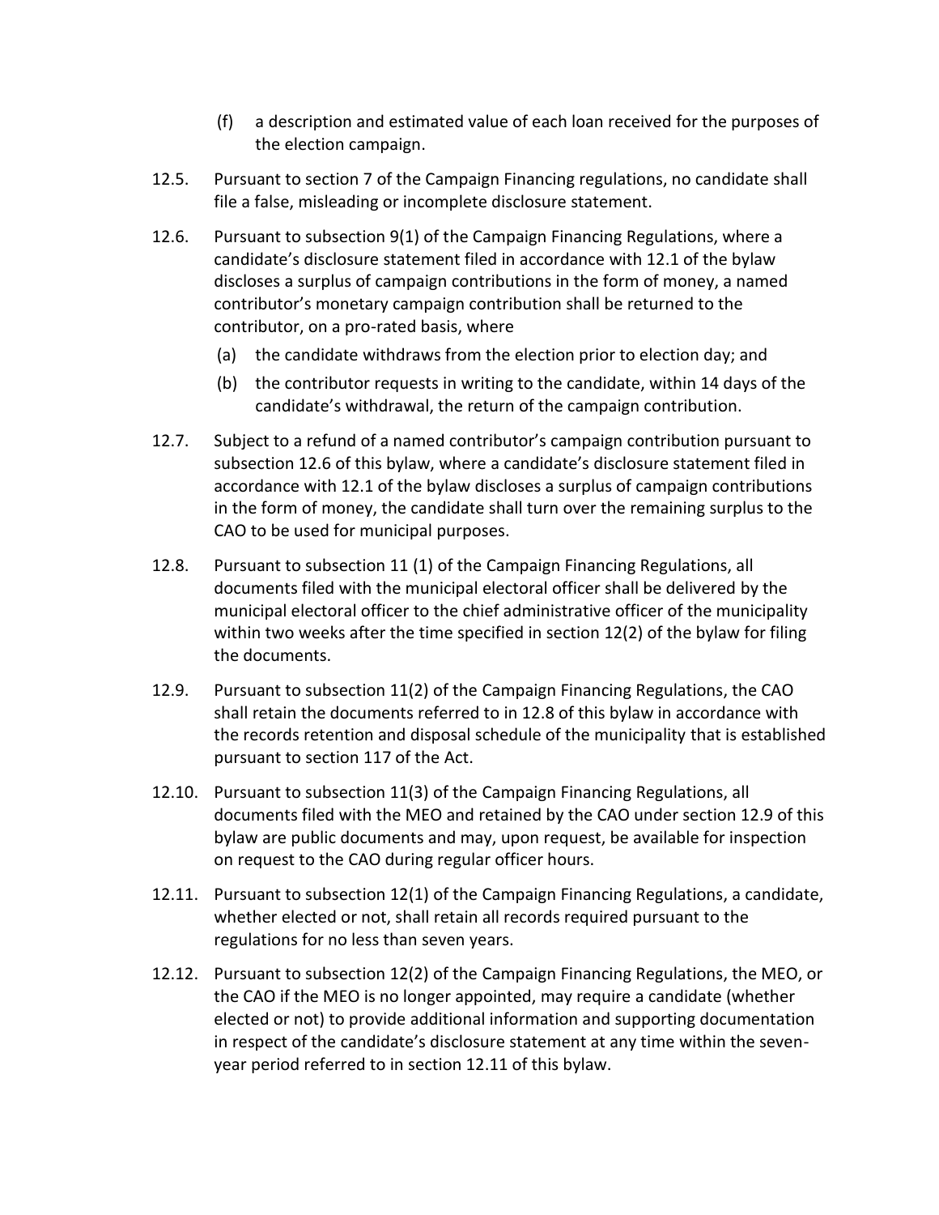(f) a description and estimated value of each loan received for the purposes of the election campaign.

12.5. Pursuant to section 7 of the Campaign Financing regulations, no candidate shall file a false, misleading or incomplete disclosure statement.

12.6. Pursuant to subsection 9(1) of the Campaign Financing Regulations, where a candidate's disclosure statement filed in accordance with 12.1 of the bylaw discloses a surplus of campaign contributions in the form of money, a named contributor's monetary campaign contribution shall be returned to the contributor, on a pro-rated basis, where

(a) the candidate withdraws from the election prior to election day; and

(b) the contributor requests in writing to the candidate, within 14 days of the candidate's withdrawal, the return of the campaign contribution.

12.7. Subject to a refund of a named contributor's campaign contribution pursuant to subsection 12.6 of this bylaw, where a candidate's disclosure statement filed in accordance with 12.1 of the bylaw discloses a surplus of campaign contributions in the form of money, the candidate shall turn over the remaining surplus to the CAO to be used for municipal purposes.

12.8. Pursuant to subsection 11 (1) of the Campaign Financing Regulations, all documents filed with the municipal electoral officer shall be delivered by the municipal electoral officer to the chief administrative officer of the municipality within two weeks after the time specified in section 12(2) of the bylaw for filing the documents.

12.9. Pursuant to subsection 11(2) of the Campaign Financing Regulations, the CAO shall retain the documents referred to in 12.8 of this bylaw in accordance with the records retention and disposal schedule of the municipality that is established pursuant to section 117 of the Act.

12.10. Pursuant to subsection 11(3) of the Campaign Financing Regulations, all documents filed with the MEO and retained by the CAO under section 12.9 of this bylaw are public documents and may, upon request, be available for inspection on request to the CAO during regular officer hours.

12.11. Pursuant to subsection 12(1) of the Campaign Financing Regulations, a candidate, whether elected or not, shall retain all records required pursuant to the regulations for no less than seven years.

12.12. Pursuant to subsection 12(2) of the Campaign Financing Regulations, the MEO, or the CAO if the MEO is no longer appointed, may require a candidate (whether elected or not) to provide additional information and supporting documentation in respect of the candidate's disclosure statement at any time within the seven-year period referred to in section 12.11 of this bylaw.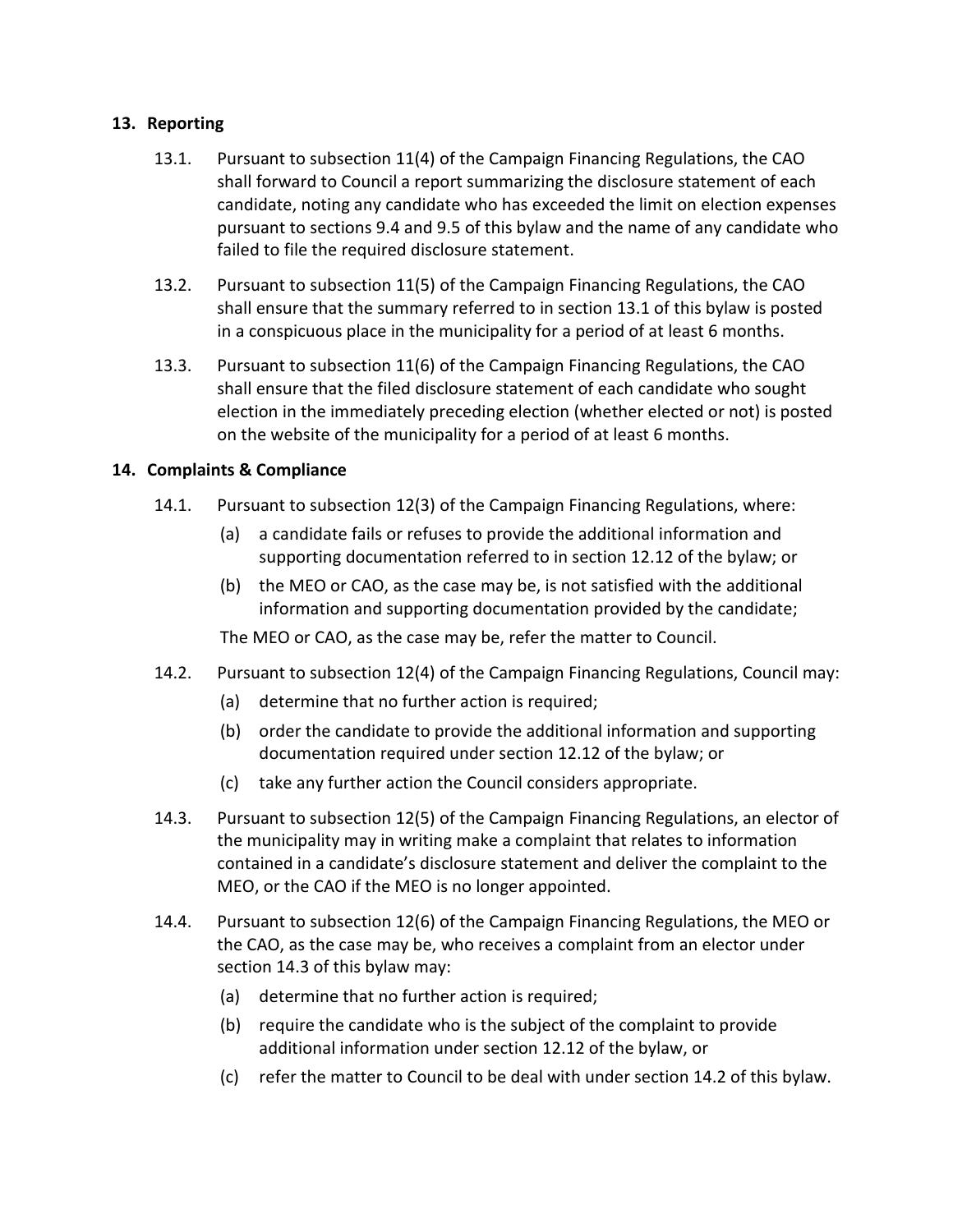## 13. Reporting

13.1. Pursuant to subsection 11(4) of the Campaign Financing Regulations, the CAO shall forward to Council a report summarizing the disclosure statement of each candidate, noting any candidate who has exceeded the limit on election expenses pursuant to sections 9.4 and 9.5 of this bylaw and the name of any candidate who failed to file the required disclosure statement.

13.2. Pursuant to subsection 11(5) of the Campaign Financing Regulations, the CAO shall ensure that the summary referred to in section 13.1 of this bylaw is posted in a conspicuous place in the municipality for a period of at least 6 months.

13.3. Pursuant to subsection 11(6) of the Campaign Financing Regulations, the CAO shall ensure that the filed disclosure statement of each candidate who sought election in the immediately preceding election (whether elected or not) is posted on the website of the municipality for a period of at least 6 months.

## 14. Complaints & Compliance

14.1. Pursuant to subsection 12(3) of the Campaign Financing Regulations, where:

(a) a candidate fails or refuses to provide the additional information and supporting documentation referred to in section 12.12 of the bylaw; or

(b) the MEO or CAO, as the case may be, is not satisfied with the additional information and supporting documentation provided by the candidate;

The MEO or CAO, as the case may be, refer the matter to Council.

14.2. Pursuant to subsection 12(4) of the Campaign Financing Regulations, Council may:

(a) determine that no further action is required;

(b) order the candidate to provide the additional information and supporting documentation required under section 12.12 of the bylaw; or

(c) take any further action the Council considers appropriate.

14.3. Pursuant to subsection 12(5) of the Campaign Financing Regulations, an elector of the municipality may in writing make a complaint that relates to information contained in a candidate's disclosure statement and deliver the complaint to the MEO, or the CAO if the MEO is no longer appointed.

14.4. Pursuant to subsection 12(6) of the Campaign Financing Regulations, the MEO or the CAO, as the case may be, who receives a complaint from an elector under section 14.3 of this bylaw may:

(a) determine that no further action is required;

(b) require the candidate who is the subject of the complaint to provide additional information under section 12.12 of the bylaw, or

(c) refer the matter to Council to be deal with under section 14.2 of this bylaw.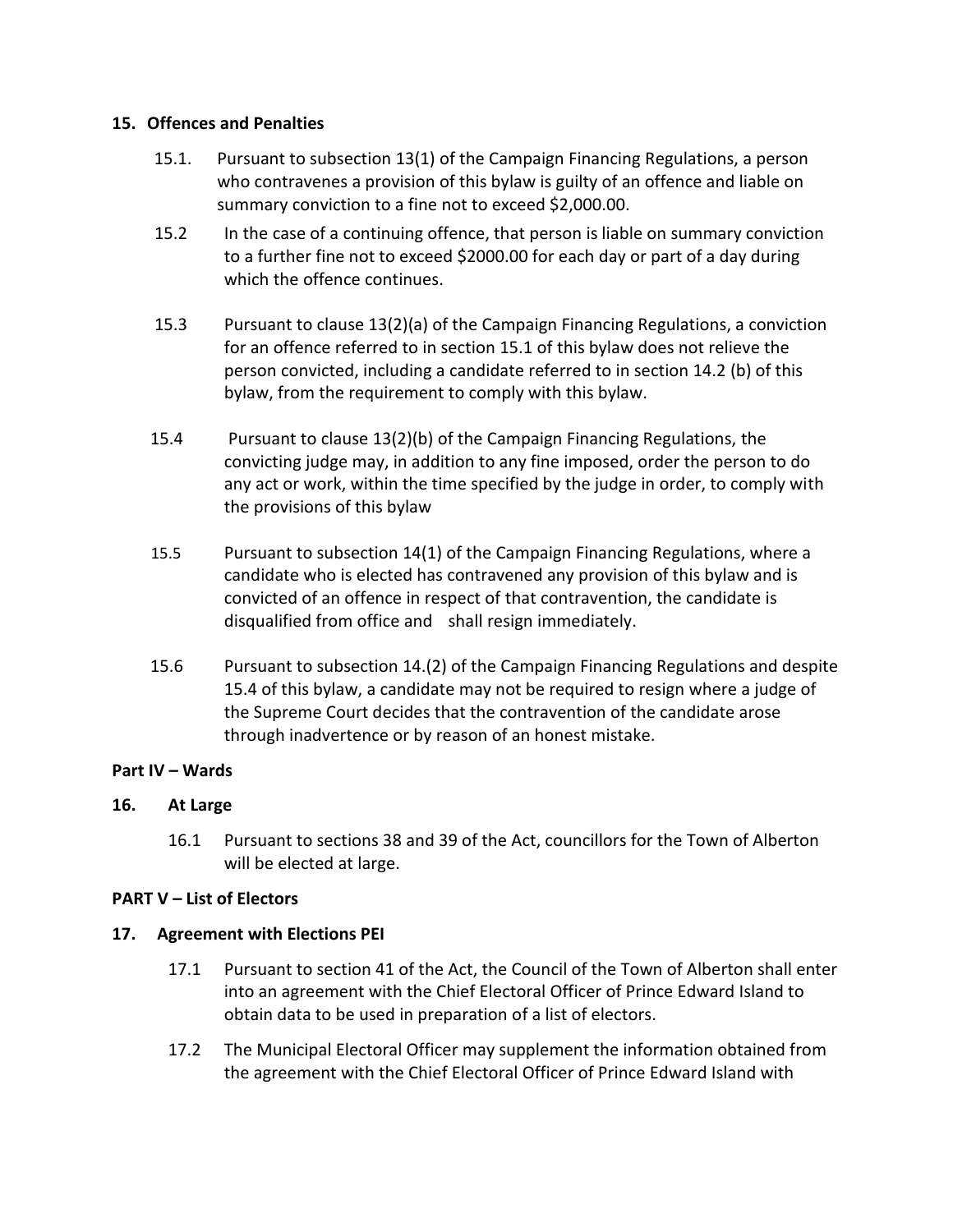**15. Offences and Penalties**

15.1. Pursuant to subsection 13(1) of the Campaign Financing Regulations, a person who contravenes a provision of this bylaw is guilty of an offence and liable on summary conviction to a fine not to exceed $2,000.00.

15.2 In the case of a continuing offence, that person is liable on summary conviction to a further fine not to exceed $2000.00 for each day or part of a day during which the offence continues.

15.3 Pursuant to clause 13(2)(a) of the Campaign Financing Regulations, a conviction for an offence referred to in section 15.1 of this bylaw does not relieve the person convicted, including a candidate referred to in section 14.2 (b) of this bylaw, from the requirement to comply with this bylaw.

15.4 Pursuant to clause 13(2)(b) of the Campaign Financing Regulations, the convicting judge may, in addition to any fine imposed, order the person to do any act or work, within the time specified by the judge in order, to comply with the provisions of this bylaw

15.5 Pursuant to subsection 14(1) of the Campaign Financing Regulations, where a candidate who is elected has contravened any provision of this bylaw and is convicted of an offence in respect of that contravention, the candidate is disqualified from office and shall resign immediately.

15.6 Pursuant to subsection 14.(2) of the Campaign Financing Regulations and despite 15.4 of this bylaw, a candidate may not be required to resign where a judge of the Supreme Court decides that the contravention of the candidate arose through inadvertence or by reason of an honest mistake.

**Part IV – Wards**

**16. At Large**

16.1 Pursuant to sections 38 and 39 of the Act, councillors for the Town of Alberton will be elected at large.

**PART V – List of Electors**

**17. Agreement with Elections PEI**

17.1 Pursuant to section 41 of the Act, the Council of the Town of Alberton shall enter into an agreement with the Chief Electoral Officer of Prince Edward Island to obtain data to be used in preparation of a list of electors.

17.2 The Municipal Electoral Officer may supplement the information obtained from the agreement with the Chief Electoral Officer of Prince Edward Island with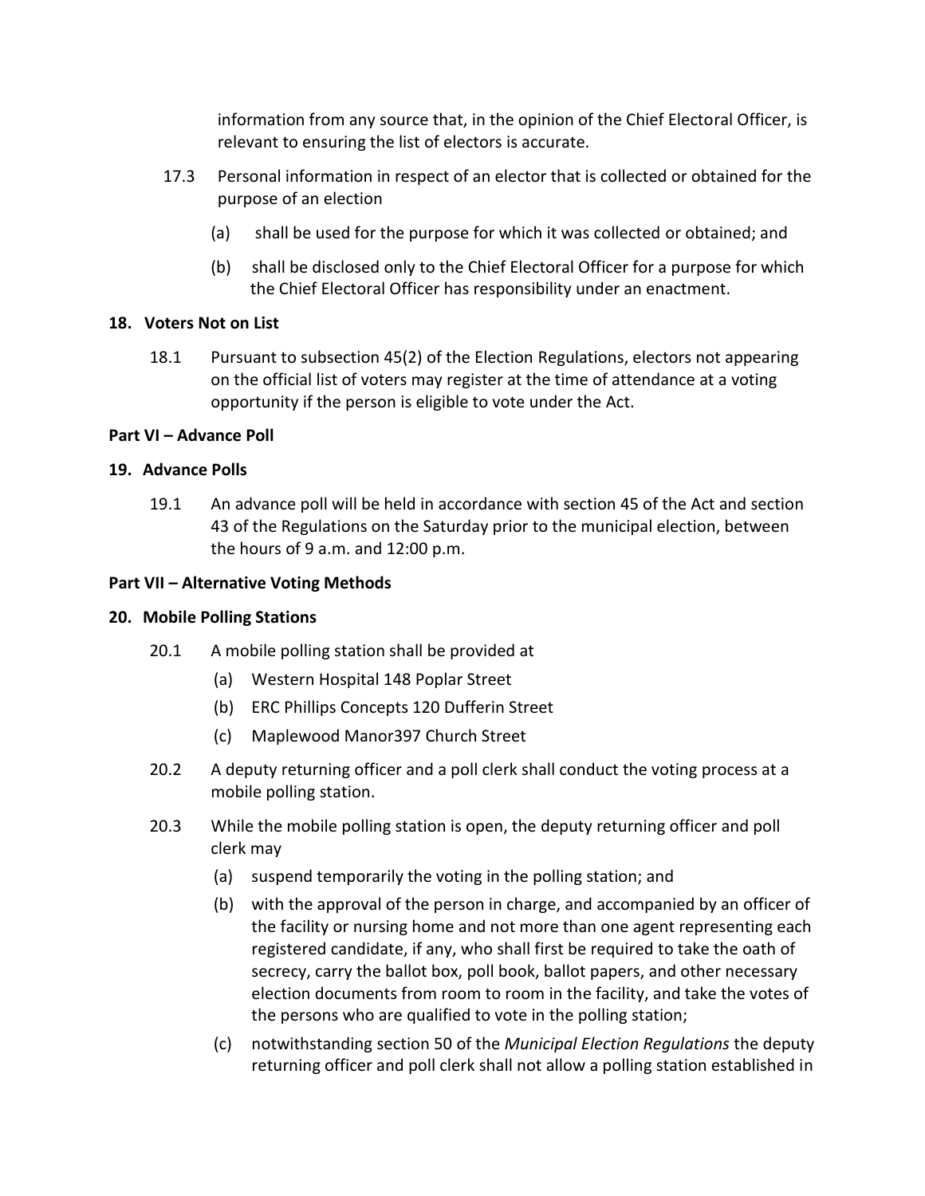information from any source that, in the opinion of the Chief Electoral Officer, is relevant to ensuring the list of electors is accurate.

17.3 Personal information in respect of an elector that is collected or obtained for the purpose of an election

(a) shall be used for the purpose for which it was collected or obtained; and

(b) shall be disclosed only to the Chief Electoral Officer for a purpose for which the Chief Electoral Officer has responsibility under an enactment.

**18. Voters Not on List**

18.1 Pursuant to subsection 45(2) of the Election Regulations, electors not appearing on the official list of voters may register at the time of attendance at a voting opportunity if the person is eligible to vote under the Act.

**Part VI – Advance Poll**

**19. Advance Polls**

19.1 An advance poll will be held in accordance with section 45 of the Act and section 43 of the Regulations on the Saturday prior to the municipal election, between the hours of 9 a.m. and 12:00 p.m.

**Part VII – Alternative Voting Methods**

**20. Mobile Polling Stations**

20.1 A mobile polling station shall be provided at

(a) Western Hospital 148 Poplar Street

(b) ERC Phillips Concepts 120 Dufferin Street

(c) Maplewood Manor397 Church Street

20.2 A deputy returning officer and a poll clerk shall conduct the voting process at a mobile polling station.

20.3 While the mobile polling station is open, the deputy returning officer and poll clerk may

(a) suspend temporarily the voting in the polling station; and

(b) with the approval of the person in charge, and accompanied by an officer of the facility or nursing home and not more than one agent representing each registered candidate, if any, who shall first be required to take the oath of secrecy, carry the ballot box, poll book, ballot papers, and other necessary election documents from room to room in the facility, and take the votes of the persons who are qualified to vote in the polling station;

(c) notwithstanding section 50 of the *Municipal Election Regulations* the deputy returning officer and poll clerk shall not allow a polling station established in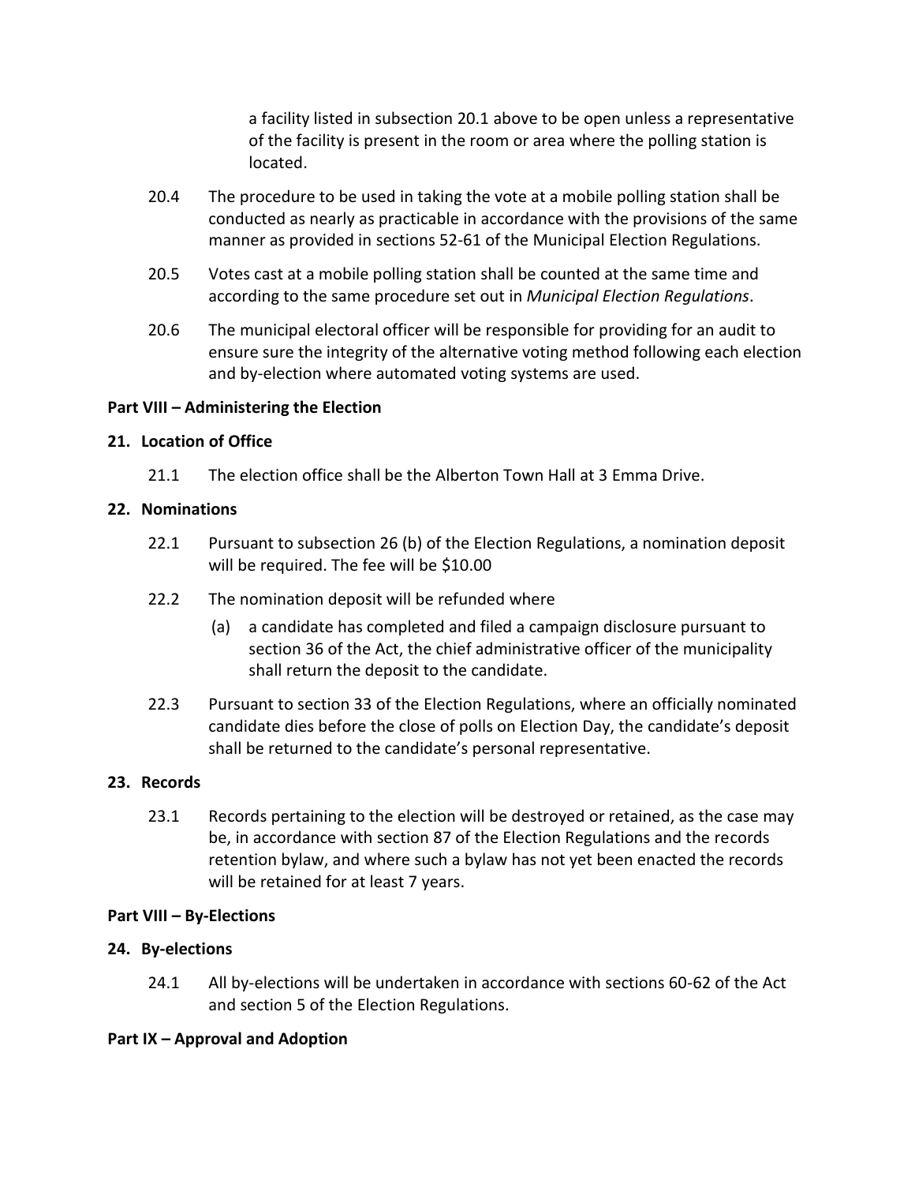a facility listed in subsection 20.1 above to be open unless a representative of the facility is present in the room or area where the polling station is located.

20.4 The procedure to be used in taking the vote at a mobile polling station shall be conducted as nearly as practicable in accordance with the provisions of the same manner as provided in sections 52-61 of the Municipal Election Regulations.

20.5 Votes cast at a mobile polling station shall be counted at the same time and according to the same procedure set out in *Municipal Election Regulations*.

20.6 The municipal electoral officer will be responsible for providing for an audit to ensure sure the integrity of the alternative voting method following each election and by-election where automated voting systems are used.

**Part VIII – Administering the Election**

**21. Location of Office**

21.1 The election office shall be the Alberton Town Hall at 3 Emma Drive.

**22. Nominations**

22.1 Pursuant to subsection 26 (b) of the Election Regulations, a nomination deposit will be required. The fee will be $10.00

22.2 The nomination deposit will be refunded where

(a) a candidate has completed and filed a campaign disclosure pursuant to section 36 of the Act, the chief administrative officer of the municipality shall return the deposit to the candidate.

22.3 Pursuant to section 33 of the Election Regulations, where an officially nominated candidate dies before the close of polls on Election Day, the candidate's deposit shall be returned to the candidate's personal representative.

**23. Records**

23.1 Records pertaining to the election will be destroyed or retained, as the case may be, in accordance with section 87 of the Election Regulations and the records retention bylaw, and where such a bylaw has not yet been enacted the records will be retained for at least 7 years.

**Part VIII – By-Elections**

**24. By-elections**

24.1 All by-elections will be undertaken in accordance with sections 60-62 of the Act and section 5 of the Election Regulations.

**Part IX – Approval and Adoption**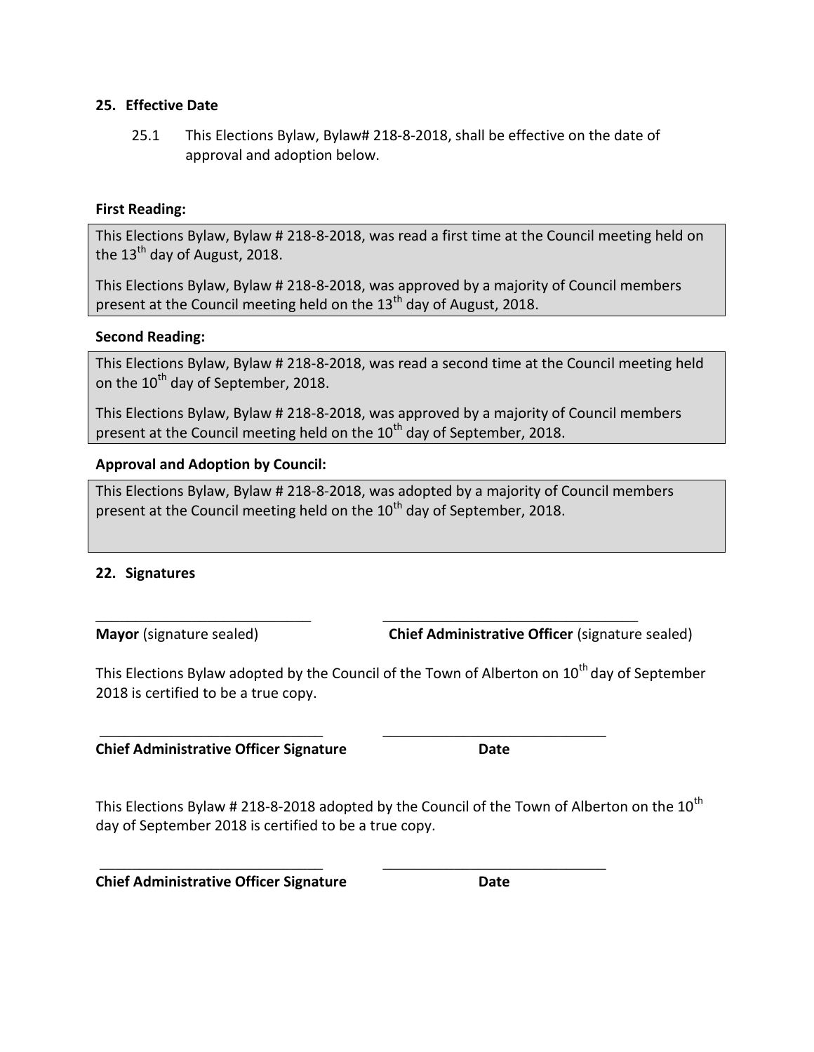## 25. Effective Date

25.1 This Elections Bylaw, Bylaw# 218-8-2018, shall be effective on the date of approval and adoption below.

**First Reading:**

This Elections Bylaw, Bylaw # 218-8-2018, was read a first time at the Council meeting held on the 13th day of August, 2018.

This Elections Bylaw, Bylaw # 218-8-2018, was approved by a majority of Council members present at the Council meeting held on the 13th day of August, 2018.

**Second Reading:**

This Elections Bylaw, Bylaw # 218-8-2018, was read a second time at the Council meeting held on the 10th day of September, 2018.

This Elections Bylaw, Bylaw # 218-8-2018, was approved by a majority of Council members present at the Council meeting held on the 10th day of September, 2018.

**Approval and Adoption by Council:**

This Elections Bylaw, Bylaw # 218-8-2018, was adopted by a majority of Council members present at the Council meeting held on the 10th day of September, 2018.

## 22. Signatures

_____________________________ _____________________________

**Mayor** (signature sealed) **Chief Administrative Officer** (signature sealed)

This Elections Bylaw adopted by the Council of the Town of Alberton on 10th day of September 2018 is certified to be a true copy.

_____________________________ _____________________________

**Chief Administrative Officer Signature** **Date**

This Elections Bylaw # 218-8-2018 adopted by the Council of the Town of Alberton on the 10th day of September 2018 is certified to be a true copy.

_____________________________ _____________________________

**Chief Administrative Officer Signature** **Date**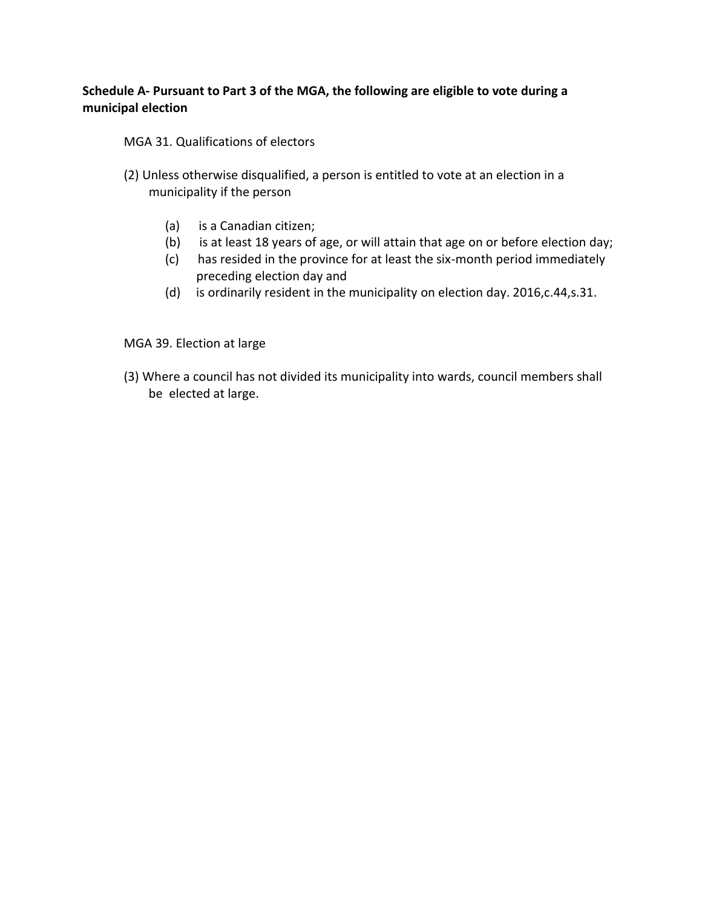**Schedule A- Pursuant to Part 3 of the MGA, the following are eligible to vote during a municipal election**

MGA 31. Qualifications of electors

(2) Unless otherwise disqualified, a person is entitled to vote at an election in a municipality if the person

- (a) is a Canadian citizen;
- (b) is at least 18 years of age, or will attain that age on or before election day;
- (c) has resided in the province for at least the six-month period immediately preceding election day and
- (d) is ordinarily resident in the municipality on election day. 2016,c.44,s.31.

MGA 39. Election at large

(3) Where a council has not divided its municipality into wards, council members shall be elected at large.